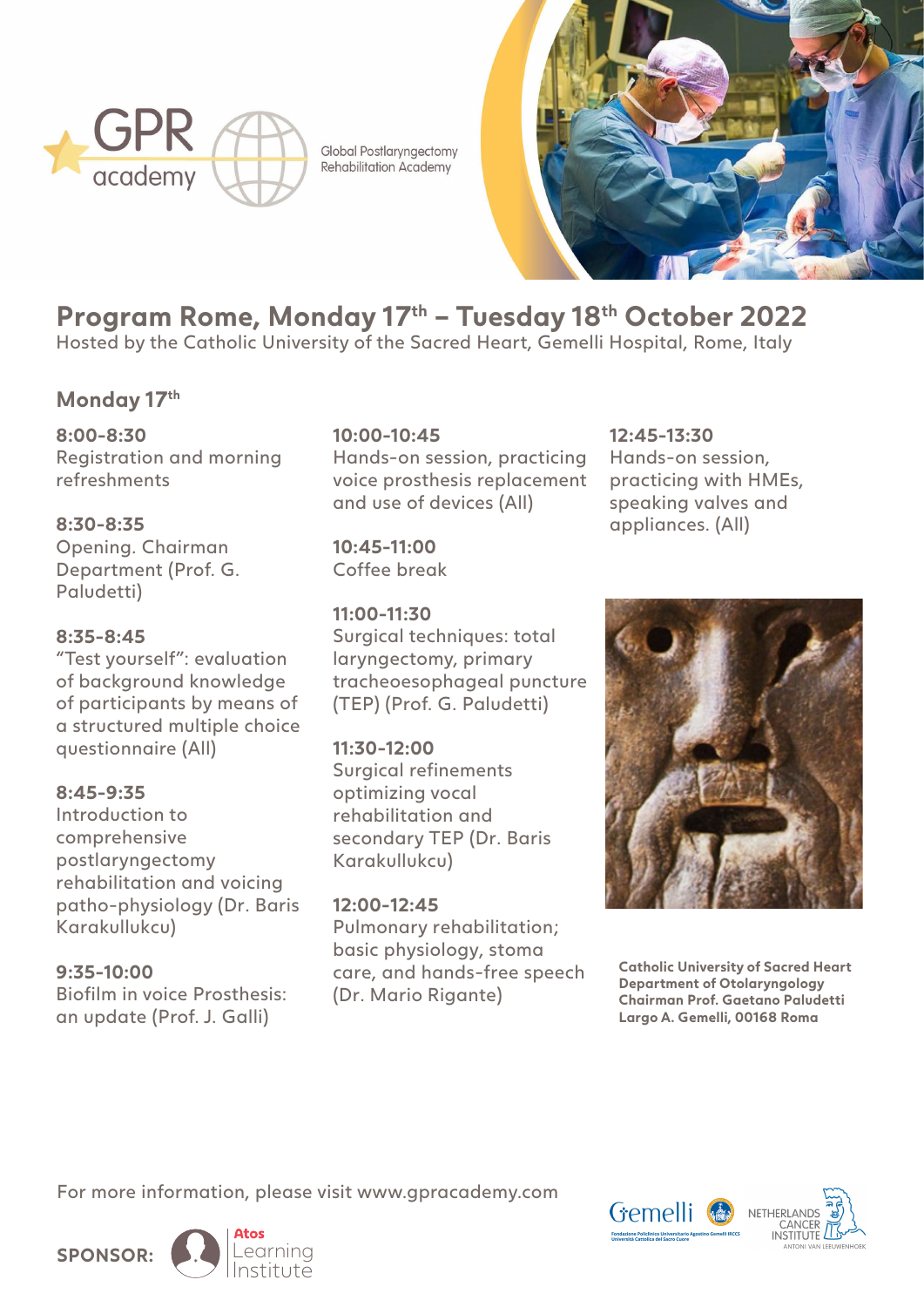GPR academy

Global Postlaryngectomy Rehabilitation Academy

# Program Rome, Monday 17th – Tuesday 18th October 2022

Hosted by the Catholic University of the Sacred Heart, Gemelli Hospital, Rome, Italy

## Monday 17th

**8:00-8:30**
Registration and morning refreshments

**8:30-8:35**
Opening. Chairman Department (Prof. G. Paludetti)

**8:35-8:45**
"Test yourself": evaluation of background knowledge of participants by means of a structured multiple choice questionnaire (All)

**8:45-9:35**
Introduction to comprehensive postlaryngectomy rehabilitation and voicing patho-physiology (Dr. Baris Karakullukcu)

**9:35-10:00**
Biofilm in voice Prosthesis: an update (Prof. J. Galli)

**10:00-10:45**
Hands-on session, practicing voice prosthesis replacement and use of devices (All)

**10:45-11:00**
Coffee break

**11:00-11:30**
Surgical techniques: total laryngectomy, primary tracheoesophageal puncture (TEP) (Prof. G. Paludetti)

**11:30-12:00**
Surgical refinements optimizing vocal rehabilitation and secondary TEP (Dr. Baris Karakullukcu)

**12:00-12:45**
Pulmonary rehabilitation; basic physiology, stoma care, and hands-free speech (Dr. Mario Rigante)

**12:45-13:30**
Hands-on session, practicing with HMEs, speaking valves and appliances. (All)

**Catholic University of Sacred Heart**
**Department of Otolaryngology**
**Chairman Prof. Gaetano Paludetti**
**Largo A. Gemelli, 00168 Roma**

For more information, please visit www.gpracademy.com

**SPONSOR:** Atos Learning Institute

Gemelli — Fondazione Policlinico Universitario Agostino Gemelli IRCCS, Università Cattolica del Sacro Cuore

NETHERLANDS CANCER INSTITUTE — ANTONI VAN LEEUWENHOEK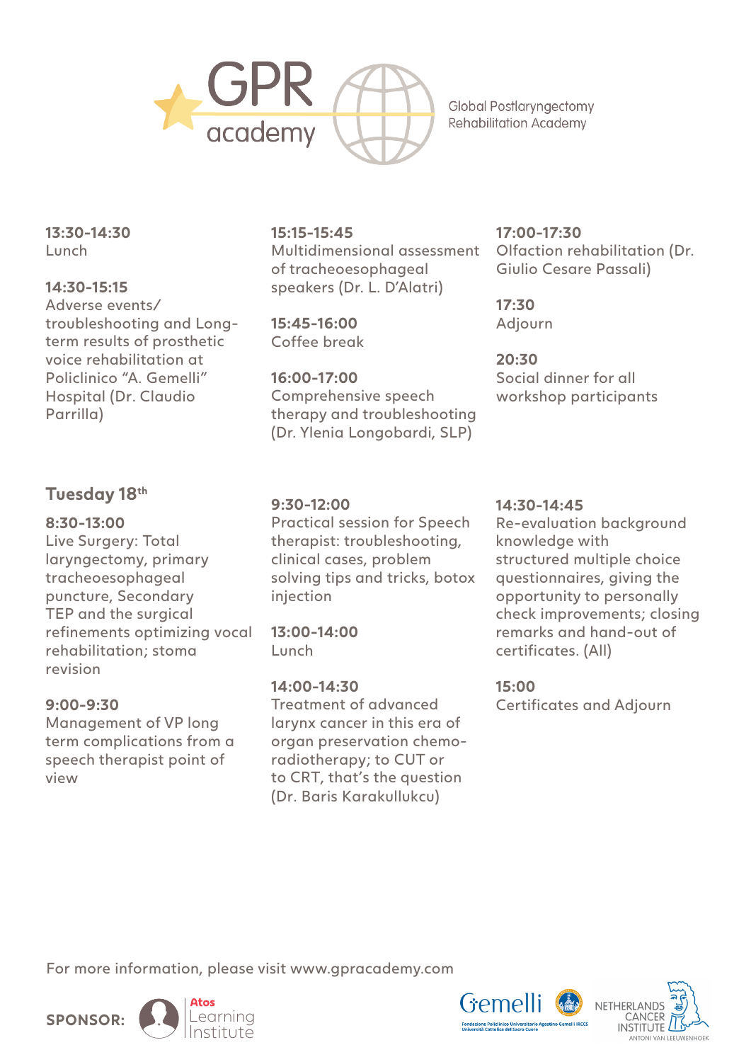GPR academy

Global Postlaryngectomy Rehabilitation Academy

**13:30-14:30**
Lunch

**14:30-15:15**
Adverse events/ troubleshooting and Long-term results of prosthetic voice rehabilitation at Policlinico "A. Gemelli" Hospital (Dr. Claudio Parrilla)

**15:15-15:45**
Multidimensional assessment of tracheoesophageal speakers (Dr. L. D'Alatri)

**15:45-16:00**
Coffee break

**16:00-17:00**
Comprehensive speech therapy and troubleshooting (Dr. Ylenia Longobardi, SLP)

**17:00-17:30**
Olfaction rehabilitation (Dr. Giulio Cesare Passali)

**17:30**
Adjourn

**20:30**
Social dinner for all workshop participants

## Tuesday 18th

**8:30-13:00**
Live Surgery: Total laryngectomy, primary tracheoesophageal puncture, Secondary TEP and the surgical refinements optimizing vocal rehabilitation; stoma revision

**9:00-9:30**
Management of VP long term complications from a speech therapist point of view

**9:30-12:00**
Practical session for Speech therapist: troubleshooting, clinical cases, problem solving tips and tricks, botox injection

**13:00-14:00**
Lunch

**14:00-14:30**
Treatment of advanced larynx cancer in this era of organ preservation chemo-radiotherapy; to CUT or to CRT, that's the question (Dr. Baris Karakullukcu)

**14:30-14:45**
Re-evaluation background knowledge with structured multiple choice questionnaires, giving the opportunity to personally check improvements; closing remarks and hand-out of certificates. (All)

**15:00**
Certificates and Adjourn

For more information, please visit www.gpracademy.com

**SPONSOR:** Atos Learning Institute

Gemelli — Fondazione Policlinico Universitario Agostino Gemelli IRCCS, Università Cattolica del Sacro Cuore

NETHERLANDS CANCER INSTITUTE — ANTONI VAN LEEUWENHOEK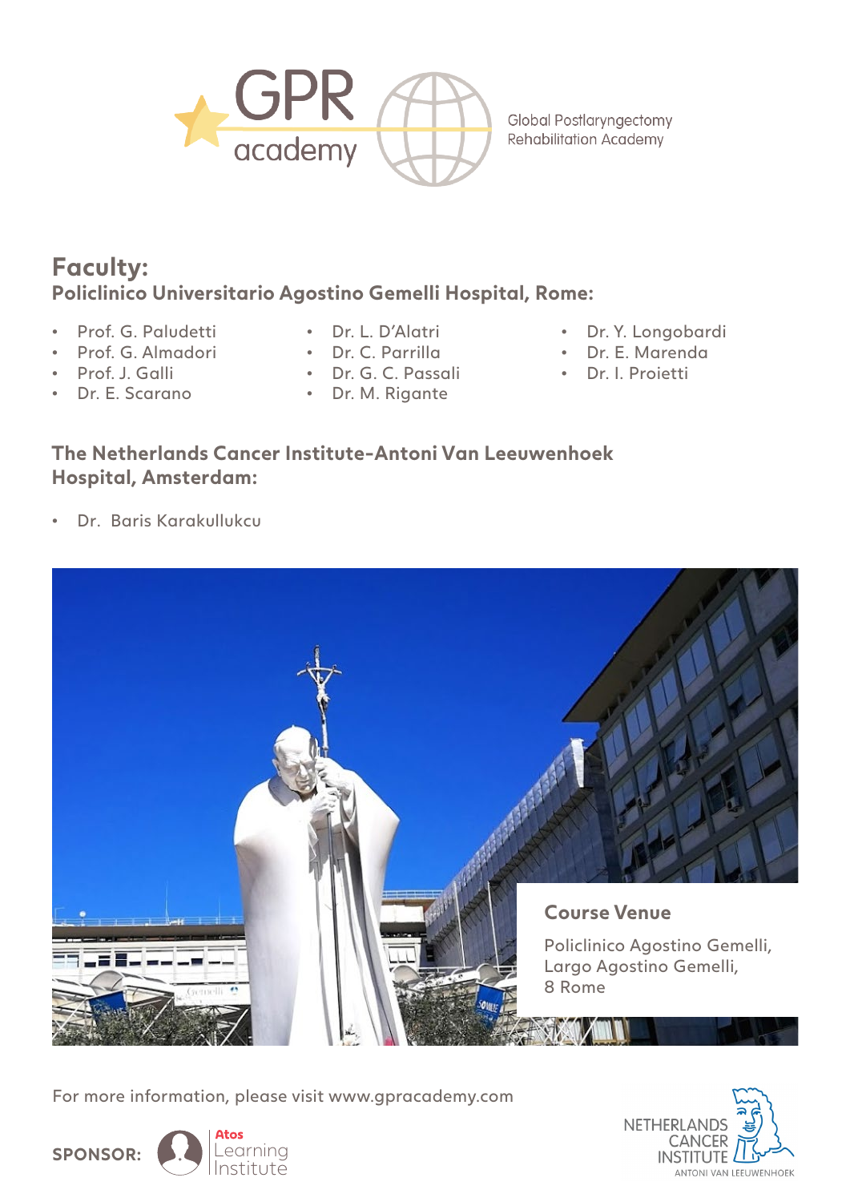GPR academy

Global Postlaryngectomy Rehabilitation Academy

## Faculty:

### Policlinico Universitario Agostino Gemelli Hospital, Rome:

- Prof. G. Paludetti
- Prof. G. Almadori
- Prof. J. Galli
- Dr. E. Scarano
- Dr. L. D'Alatri
- Dr. C. Parrilla
- Dr. G. C. Passali
- Dr. M. Rigante
- Dr. Y. Longobardi
- Dr. E. Marenda
- Dr. I. Proietti

### The Netherlands Cancer Institute-Antoni Van Leeuwenhoek Hospital, Amsterdam:

- Dr. Baris Karakullukcu

### Course Venue

Policlinico Agostino Gemelli,
Largo Agostino Gemelli,
8 Rome

For more information, please visit www.gpracademy.com

**SPONSOR:** Atos Learning Institute

NETHERLANDS CANCER INSTITUTE ANTONI VAN LEEUWENHOEK